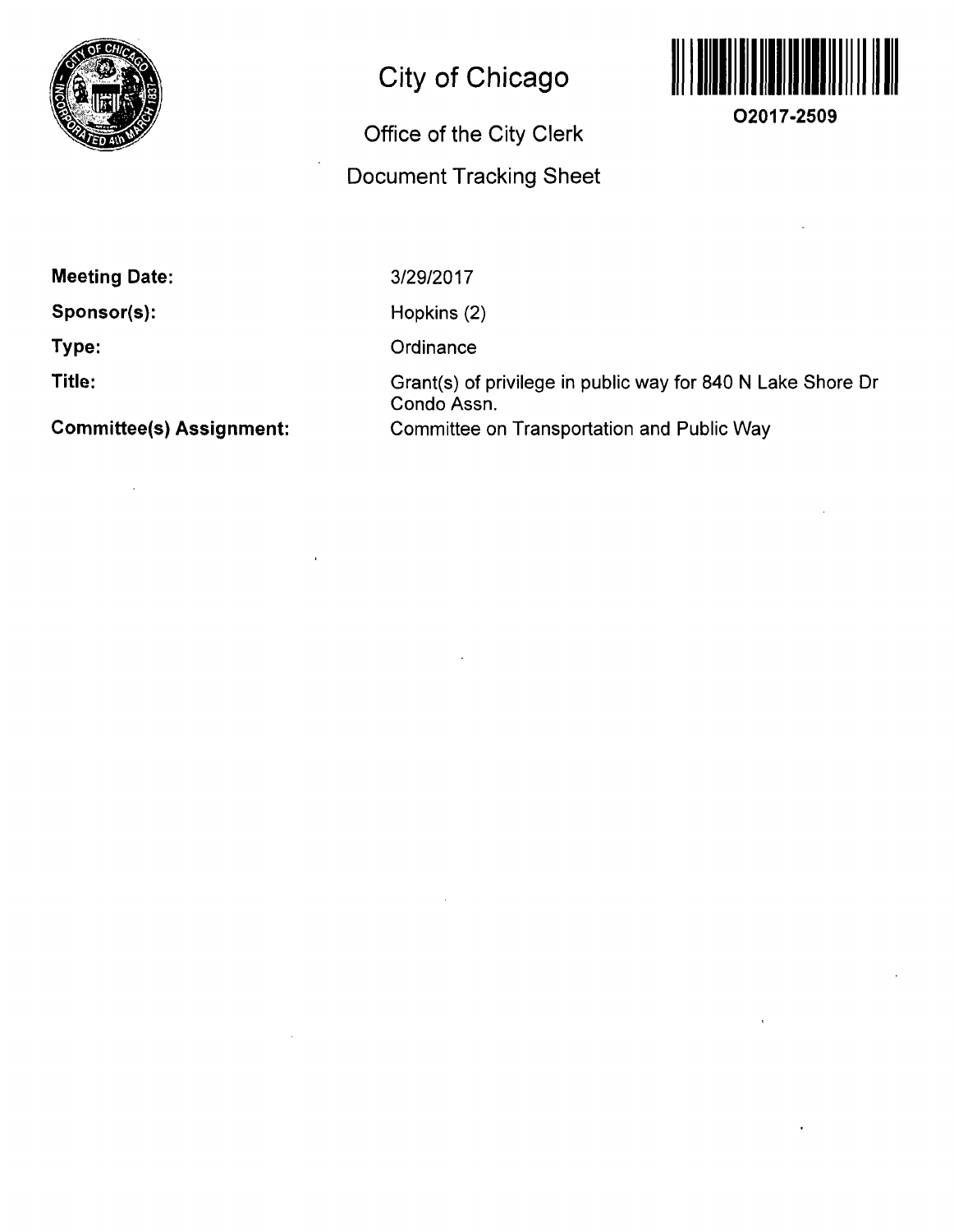# City of Chicago

## Office of the City Clerk

## Document Tracking Sheet

O2017-2509

**Meeting Date:** 3/29/2017

**Sponsor(s):** Hopkins (2)

**Type:** Ordinance

**Title:** Grant(s) of privilege in public way for 840 N Lake Shore Dr Condo Assn.

**Committee(s) Assignment:** Committee on Transportation and Public Way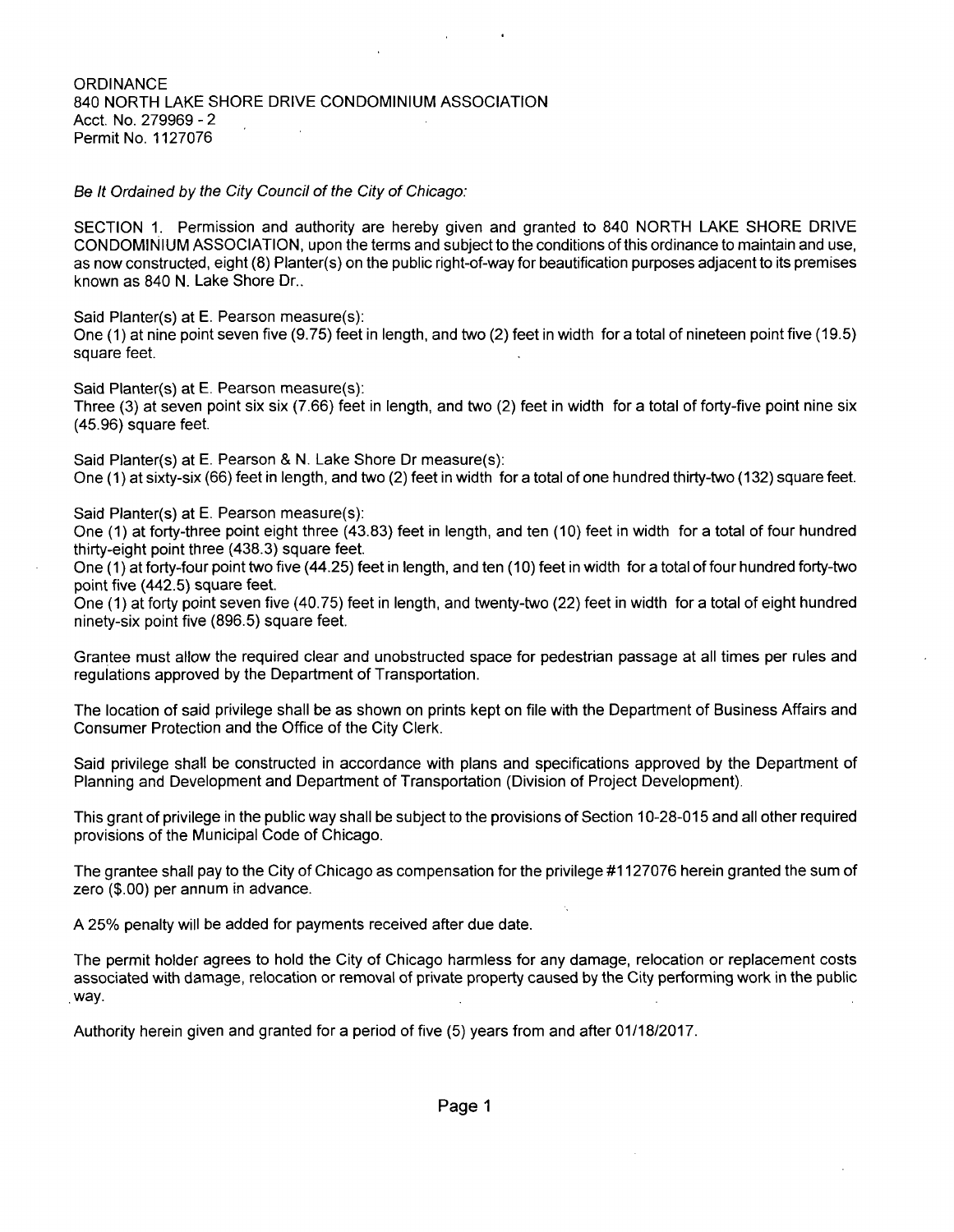ORDINANCE
840 NORTH LAKE SHORE DRIVE CONDOMINIUM ASSOCIATION
Acct. No. 279969 - 2
Permit No. 1127076

*Be It Ordained by the City Council of the City of Chicago:*

SECTION 1. Permission and authority are hereby given and granted to 840 NORTH LAKE SHORE DRIVE CONDOMINIUM ASSOCIATION, upon the terms and subject to the conditions of this ordinance to maintain and use, as now constructed, eight (8) Planter(s) on the public right-of-way for beautification purposes adjacent to its premises known as 840 N. Lake Shore Dr..

Said Planter(s) at E. Pearson measure(s):
One (1) at nine point seven five (9.75) feet in length, and two (2) feet in width for a total of nineteen point five (19.5) square feet.

Said Planter(s) at E. Pearson measure(s):
Three (3) at seven point six six (7.66) feet in length, and two (2) feet in width for a total of forty-five point nine six (45.96) square feet.

Said Planter(s) at E. Pearson & N. Lake Shore Dr measure(s):
One (1) at sixty-six (66) feet in length, and two (2) feet in width for a total of one hundred thirty-two (132) square feet.

Said Planter(s) at E. Pearson measure(s):
One (1) at forty-three point eight three (43.83) feet in length, and ten (10) feet in width for a total of four hundred thirty-eight point three (438.3) square feet.
One (1) at forty-four point two five (44.25) feet in length, and ten (10) feet in width for a total of four hundred forty-two point five (442.5) square feet.
One (1) at forty point seven five (40.75) feet in length, and twenty-two (22) feet in width for a total of eight hundred ninety-six point five (896.5) square feet.

Grantee must allow the required clear and unobstructed space for pedestrian passage at all times per rules and regulations approved by the Department of Transportation.

The location of said privilege shall be as shown on prints kept on file with the Department of Business Affairs and Consumer Protection and the Office of the City Clerk.

Said privilege shall be constructed in accordance with plans and specifications approved by the Department of Planning and Development and Department of Transportation (Division of Project Development).

This grant of privilege in the public way shall be subject to the provisions of Section 10-28-015 and all other required provisions of the Municipal Code of Chicago.

The grantee shall pay to the City of Chicago as compensation for the privilege #1127076 herein granted the sum of zero ($.00) per annum in advance.

A 25% penalty will be added for payments received after due date.

The permit holder agrees to hold the City of Chicago harmless for any damage, relocation or replacement costs associated with damage, relocation or removal of private property caused by the City performing work in the public way.

Authority herein given and granted for a period of five (5) years from and after 01/18/2017.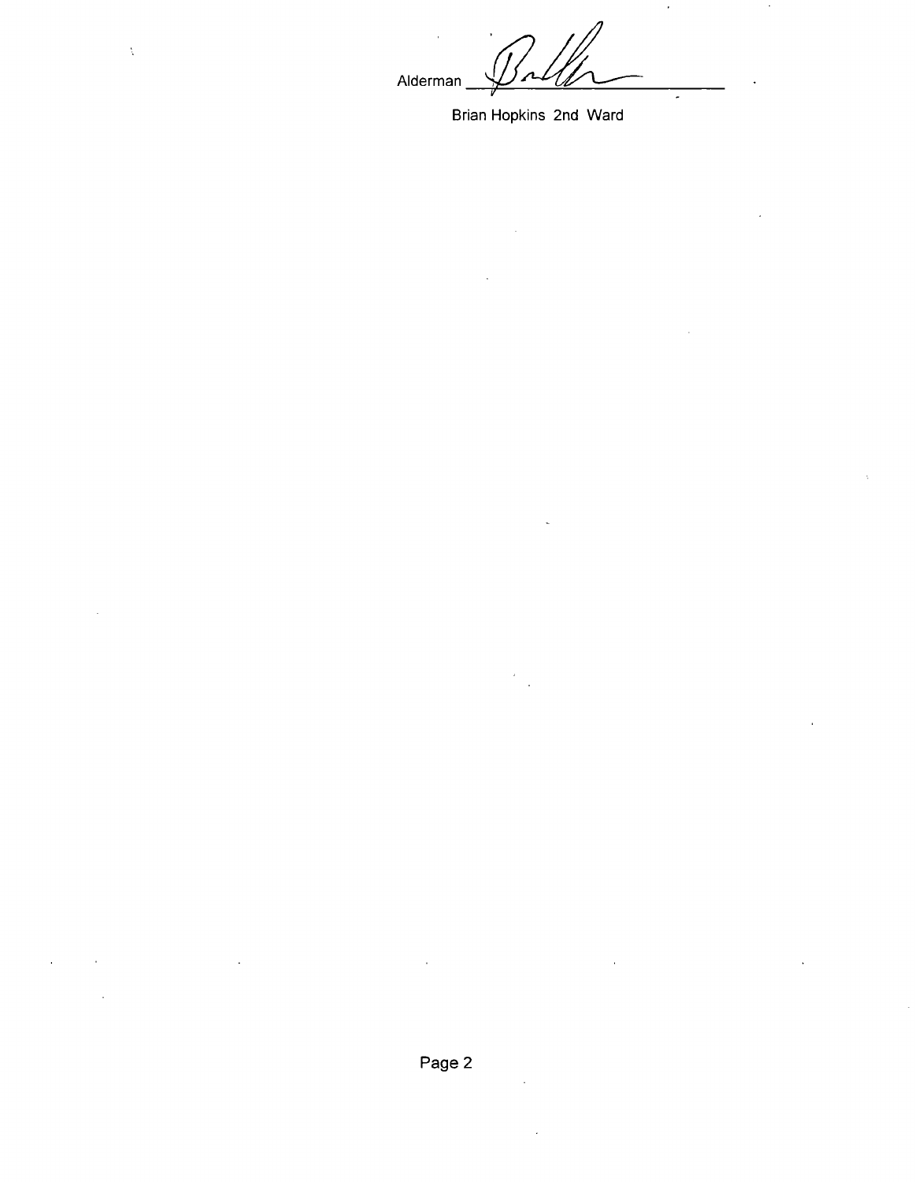Alderman ______________________

Brian Hopkins 2nd Ward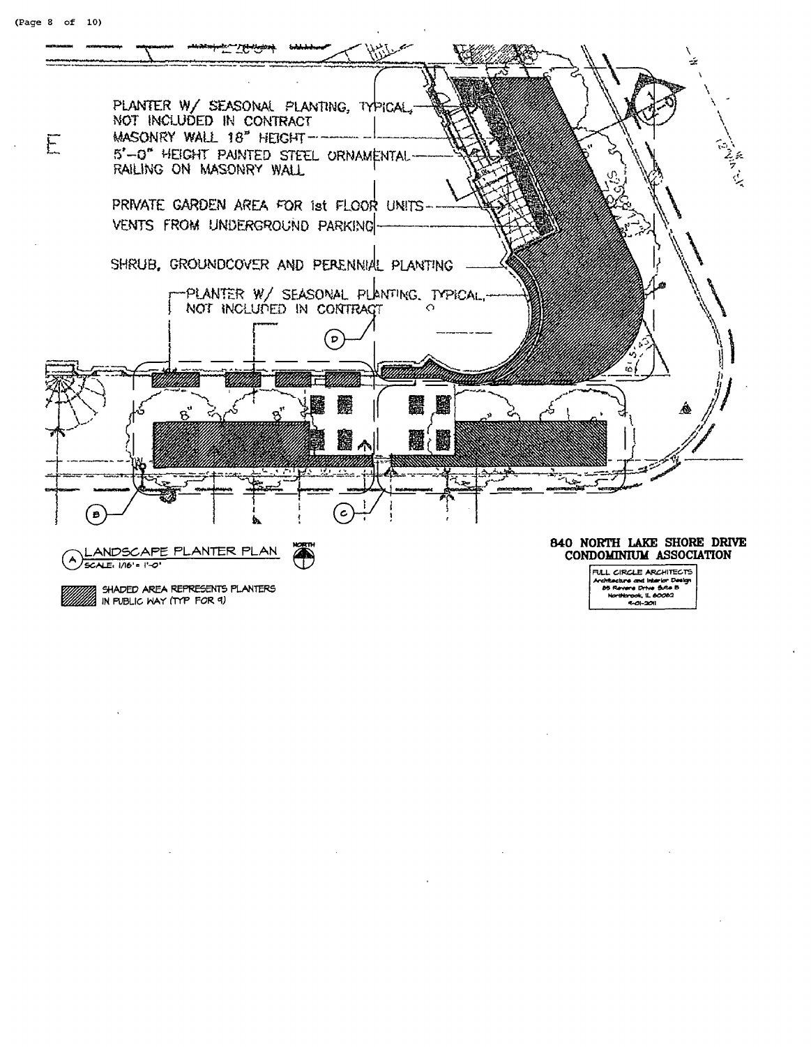PLANTER W/ SEASONAL PLANTING, TYPICAL, NOT INCLUDED IN CONTRACT

MASONRY WALL 18" HEIGHT

5'-0" HEIGHT PAINTED STEEL ORNAMENTAL RAILING ON MASONRY WALL

PRIVATE GARDEN AREA FOR 1st FLOOR UNITS

VENTS FROM UNDERGROUND PARKING

SHRUB, GROUNDCOVER AND PERENNIAL PLANTING

PLANTER W/ SEASONAL PLANTING, TYPICAL, NOT INCLUDED IN CONTRACT

D

B

C

A LANDSCAPE PLANTER PLAN

SCALE: 1/16" = 1'-0"

NORTH

SHADED AREA REPRESENTS PLANTERS IN PUBLIC WAY (TYP FOR 9)

**840 NORTH LAKE SHORE DRIVE CONDOMINIUM ASSOCIATION**

FULL CIRCLE ARCHITECTS
Architecture and Interior Design
85 Revere Drive Suite B
Northbrook, IL 60062
9-01-2011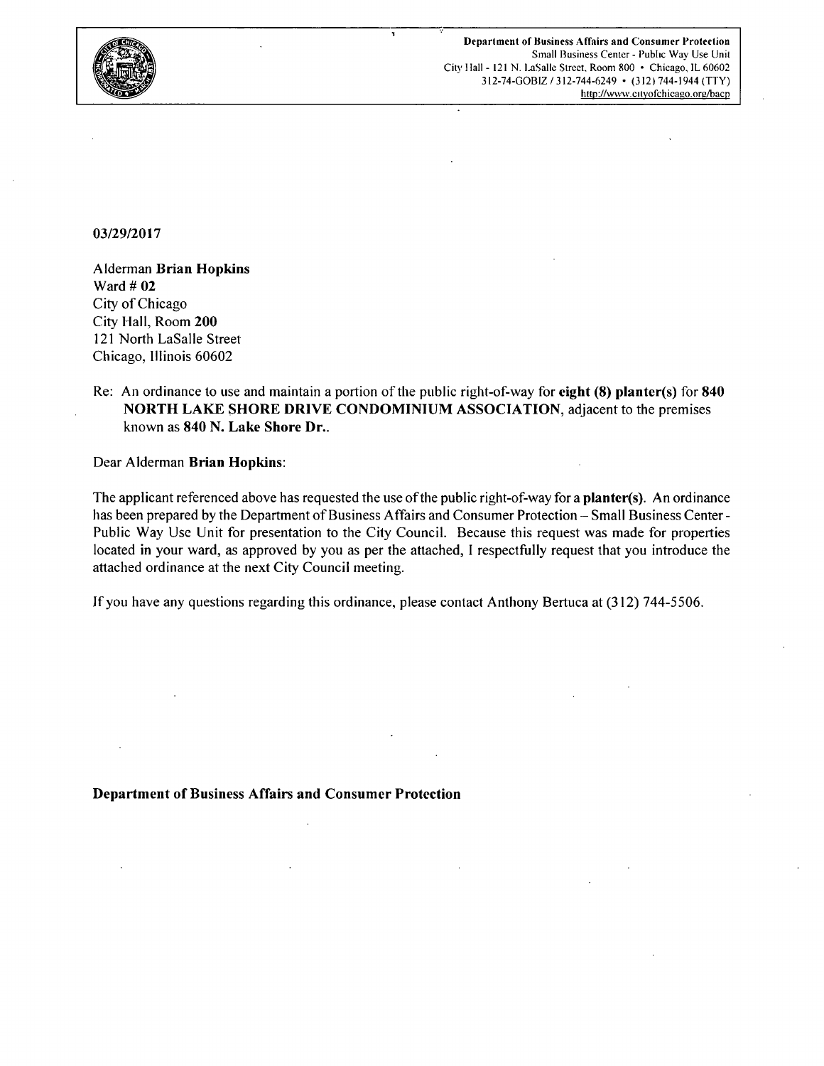**Department of Business Affairs and Consumer Protection**
Small Business Center - Public Way Use Unit
City Hall - 121 N. LaSalle Street, Room 800 • Chicago, IL 60602
312-74-GOBIZ / 312-744-6249 • (312) 744-1944 (TTY)
http://www.cityofchicago.org/bacp

**03/29/2017**

Alderman **Brian Hopkins**
Ward # **02**
City of Chicago
City Hall, Room **200**
121 North LaSalle Street
Chicago, Illinois 60602

Re: An ordinance to use and maintain a portion of the public right-of-way for **eight (8) planter(s)** for **840 NORTH LAKE SHORE DRIVE CONDOMINIUM ASSOCIATION**, adjacent to the premises known as **840 N. Lake Shore Dr.**.

Dear Alderman **Brian Hopkins**:

The applicant referenced above has requested the use of the public right-of-way for a **planter(s)**. An ordinance has been prepared by the Department of Business Affairs and Consumer Protection – Small Business Center - Public Way Use Unit for presentation to the City Council. Because this request was made for properties located in your ward, as approved by you as per the attached, I respectfully request that you introduce the attached ordinance at the next City Council meeting.

If you have any questions regarding this ordinance, please contact Anthony Bertuca at (312) 744-5506.

**Department of Business Affairs and Consumer Protection**